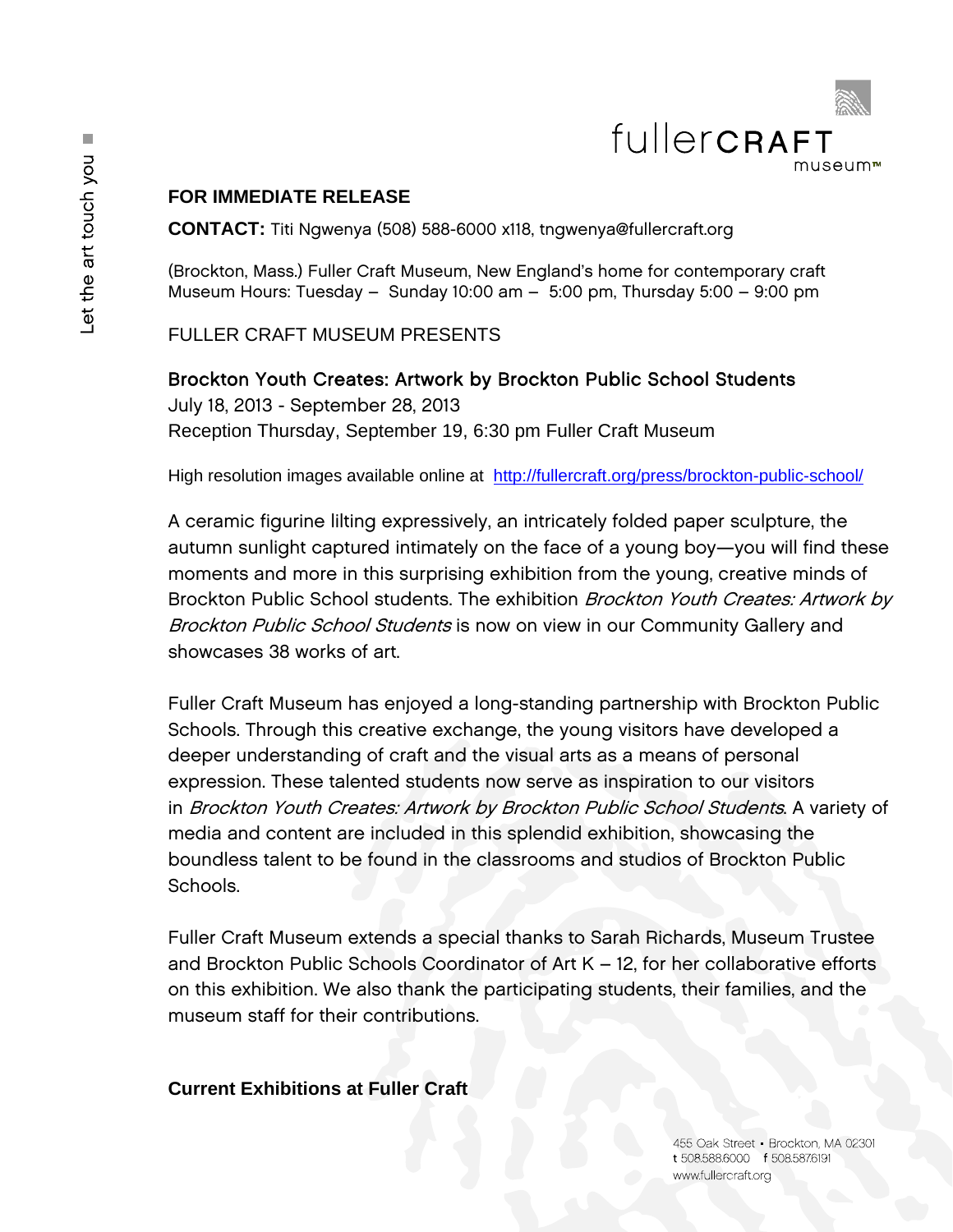**FOR IMMEDIATE RELEASE**

**CONTACT:** Titi Ngwenya (508) 588-6000 x118, tngwenya@fullercraft.org

(Brockton, Mass.) Fuller Craft Museum, New England's home for contemporary craft
Museum Hours: Tuesday – Sunday 10:00 am – 5:00 pm, Thursday 5:00 – 9:00 pm

FULLER CRAFT MUSEUM PRESENTS

**Brockton Youth Creates: Artwork by Brockton Public School Students**
July 18, 2013 - September 28, 2013
Reception Thursday, September 19, 6:30 pm Fuller Craft Museum

High resolution images available online at http://fullercraft.org/press/brockton-public-school/

A ceramic figurine lilting expressively, an intricately folded paper sculpture, the autumn sunlight captured intimately on the face of a young boy—you will find these moments and more in this surprising exhibition from the young, creative minds of Brockton Public School students. The exhibition *Brockton Youth Creates: Artwork by Brockton Public School Students* is now on view in our Community Gallery and showcases 38 works of art.

Fuller Craft Museum has enjoyed a long-standing partnership with Brockton Public Schools. Through this creative exchange, the young visitors have developed a deeper understanding of craft and the visual arts as a means of personal expression. These talented students now serve as inspiration to our visitors in *Brockton Youth Creates: Artwork by Brockton Public School Students*. A variety of media and content are included in this splendid exhibition, showcasing the boundless talent to be found in the classrooms and studios of Brockton Public Schools.

Fuller Craft Museum extends a special thanks to Sarah Richards, Museum Trustee and Brockton Public Schools Coordinator of Art K – 12, for her collaborative efforts on this exhibition. We also thank the participating students, their families, and the museum staff for their contributions.

**Current Exhibitions at Fuller Craft**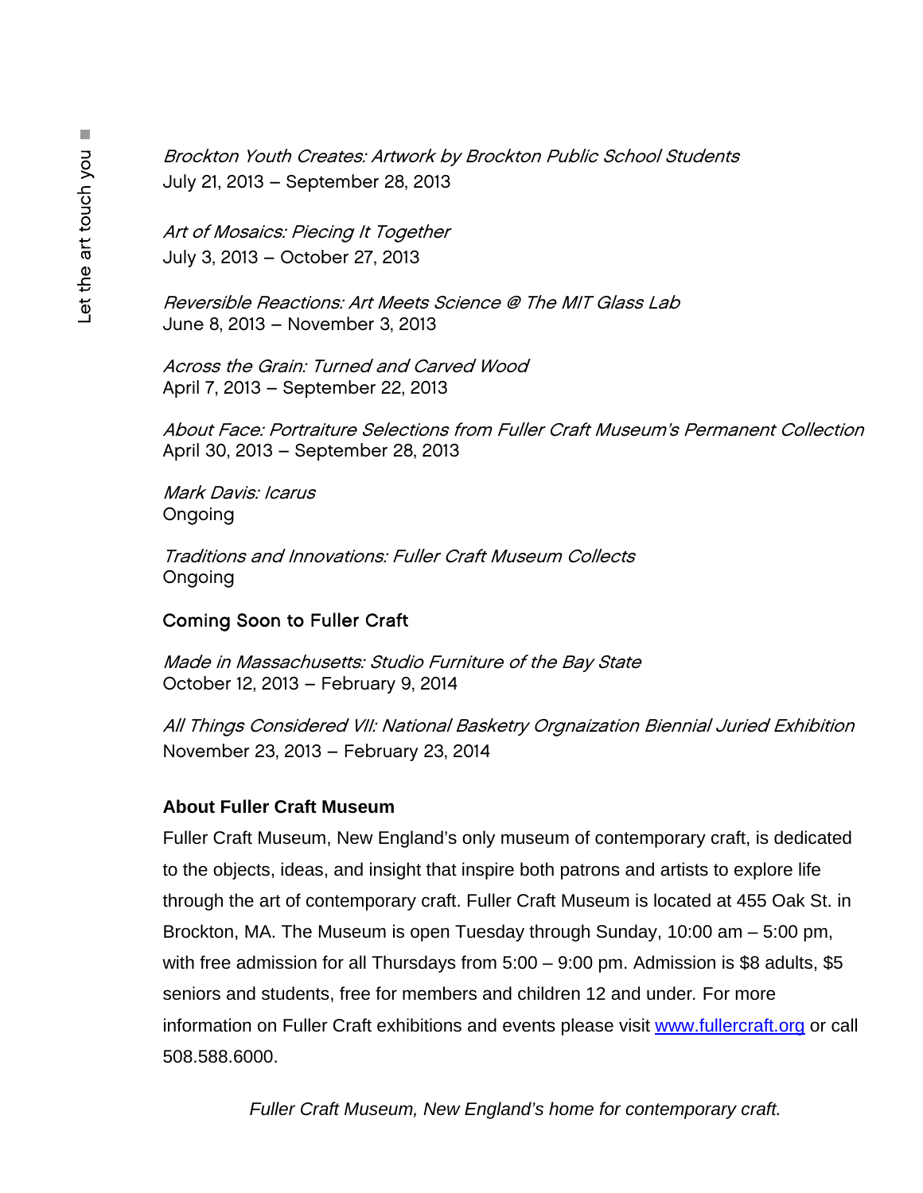*Brockton Youth Creates: Artwork by Brockton Public School Students*
July 21, 2013 – September 28, 2013

*Art of Mosaics: Piecing It Together*
July 3, 2013 – October 27, 2013

*Reversible Reactions: Art Meets Science @ The MIT Glass Lab*
June 8, 2013 – November 3, 2013

*Across the Grain: Turned and Carved Wood*
April 7, 2013 – September 22, 2013

*About Face: Portraiture Selections from Fuller Craft Museum's Permanent Collection*
April 30, 2013 – September 28, 2013

*Mark Davis: Icarus*
Ongoing

*Traditions and Innovations: Fuller Craft Museum Collects*
Ongoing

Coming Soon to Fuller Craft

*Made in Massachusetts: Studio Furniture of the Bay State*
October 12, 2013 – February 9, 2014

*All Things Considered VII: National Basketry Orgnaization Biennial Juried Exhibition*
November 23, 2013 – February 23, 2014

**About Fuller Craft Museum**

Fuller Craft Museum, New England's only museum of contemporary craft, is dedicated to the objects, ideas, and insight that inspire both patrons and artists to explore life through the art of contemporary craft. Fuller Craft Museum is located at 455 Oak St. in Brockton, MA. The Museum is open Tuesday through Sunday, 10:00 am – 5:00 pm, with free admission for all Thursdays from 5:00 – 9:00 pm. Admission is $8 adults, $5 seniors and students, free for members and children 12 and under. For more information on Fuller Craft exhibitions and events please visit www.fullercraft.org or call 508.588.6000.

*Fuller Craft Museum, New England's home for contemporary craft.*